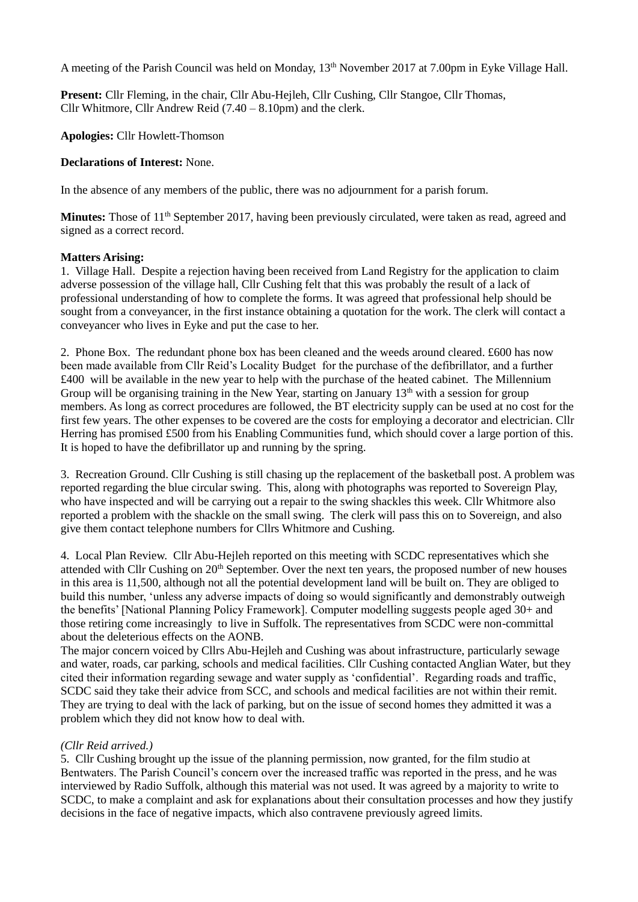A meeting of the Parish Council was held on Monday, 13th November 2017 at 7.00pm in Eyke Village Hall.

**Present:** Cllr Fleming, in the chair, Cllr Abu-Hejleh, Cllr Cushing, Cllr Stangoe, Cllr Thomas, Cllr Whitmore, Cllr Andrew Reid (7.40 – 8.10pm) and the clerk.

**Apologies:** Cllr Howlett-Thomson

**Declarations of Interest:** None.

In the absence of any members of the public, there was no adjournment for a parish forum.

**Minutes:** Those of 11th September 2017, having been previously circulated, were taken as read, agreed and signed as a correct record.

**Matters Arising:**

1. Village Hall. Despite a rejection having been received from Land Registry for the application to claim adverse possession of the village hall, Cllr Cushing felt that this was probably the result of a lack of professional understanding of how to complete the forms. It was agreed that professional help should be sought from a conveyancer, in the first instance obtaining a quotation for the work. The clerk will contact a conveyancer who lives in Eyke and put the case to her.

2. Phone Box. The redundant phone box has been cleaned and the weeds around cleared. £600 has now been made available from Cllr Reid's Locality Budget for the purchase of the defibrillator, and a further £400 will be available in the new year to help with the purchase of the heated cabinet. The Millennium Group will be organising training in the New Year, starting on January 13th with a session for group members. As long as correct procedures are followed, the BT electricity supply can be used at no cost for the first few years. The other expenses to be covered are the costs for employing a decorator and electrician. Cllr Herring has promised £500 from his Enabling Communities fund, which should cover a large portion of this. It is hoped to have the defibrillator up and running by the spring.

3. Recreation Ground. Cllr Cushing is still chasing up the replacement of the basketball post. A problem was reported regarding the blue circular swing. This, along with photographs was reported to Sovereign Play, who have inspected and will be carrying out a repair to the swing shackles this week. Cllr Whitmore also reported a problem with the shackle on the small swing. The clerk will pass this on to Sovereign, and also give them contact telephone numbers for Cllrs Whitmore and Cushing.

4. Local Plan Review. Cllr Abu-Hejleh reported on this meeting with SCDC representatives which she attended with Cllr Cushing on 20th September. Over the next ten years, the proposed number of new houses in this area is 11,500, although not all the potential development land will be built on. They are obliged to build this number, 'unless any adverse impacts of doing so would significantly and demonstrably outweigh the benefits' [National Planning Policy Framework]. Computer modelling suggests people aged 30+ and those retiring come increasingly to live in Suffolk. The representatives from SCDC were non-committal about the deleterious effects on the AONB.
The major concern voiced by Cllrs Abu-Hejleh and Cushing was about infrastructure, particularly sewage and water, roads, car parking, schools and medical facilities. Cllr Cushing contacted Anglian Water, but they cited their information regarding sewage and water supply as 'confidential'. Regarding roads and traffic, SCDC said they take their advice from SCC, and schools and medical facilities are not within their remit. They are trying to deal with the lack of parking, but on the issue of second homes they admitted it was a problem which they did not know how to deal with.

*(Cllr Reid arrived.)*

5. Cllr Cushing brought up the issue of the planning permission, now granted, for the film studio at Bentwaters. The Parish Council's concern over the increased traffic was reported in the press, and he was interviewed by Radio Suffolk, although this material was not used. It was agreed by a majority to write to SCDC, to make a complaint and ask for explanations about their consultation processes and how they justify decisions in the face of negative impacts, which also contravene previously agreed limits.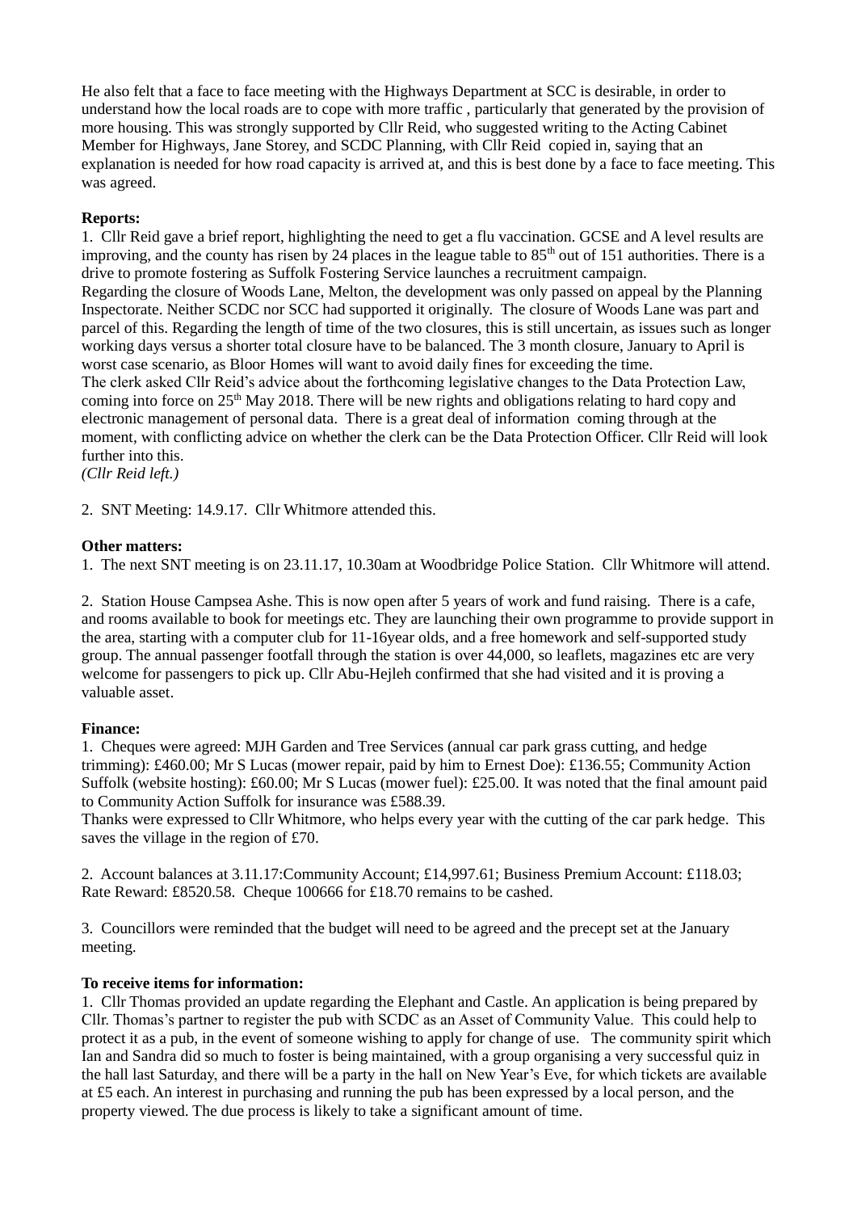He also felt that a face to face meeting with the Highways Department at SCC is desirable, in order to understand how the local roads are to cope with more traffic , particularly that generated by the provision of more housing. This was strongly supported by Cllr Reid, who suggested writing to the Acting Cabinet Member for Highways, Jane Storey, and SCDC Planning, with Cllr Reid copied in, saying that an explanation is needed for how road capacity is arrived at, and this is best done by a face to face meeting. This was agreed.

**Reports:**

1. Cllr Reid gave a brief report, highlighting the need to get a flu vaccination. GCSE and A level results are improving, and the county has risen by 24 places in the league table to 85th out of 151 authorities. There is a drive to promote fostering as Suffolk Fostering Service launches a recruitment campaign.
Regarding the closure of Woods Lane, Melton, the development was only passed on appeal by the Planning Inspectorate. Neither SCDC nor SCC had supported it originally. The closure of Woods Lane was part and parcel of this. Regarding the length of time of the two closures, this is still uncertain, as issues such as longer working days versus a shorter total closure have to be balanced. The 3 month closure, January to April is worst case scenario, as Bloor Homes will want to avoid daily fines for exceeding the time.
The clerk asked Cllr Reid's advice about the forthcoming legislative changes to the Data Protection Law, coming into force on 25th May 2018. There will be new rights and obligations relating to hard copy and electronic management of personal data. There is a great deal of information coming through at the moment, with conflicting advice on whether the clerk can be the Data Protection Officer. Cllr Reid will look further into this.
*(Cllr Reid left.)*

2. SNT Meeting: 14.9.17. Cllr Whitmore attended this.

**Other matters:**

1. The next SNT meeting is on 23.11.17, 10.30am at Woodbridge Police Station. Cllr Whitmore will attend.

2. Station House Campsea Ashe. This is now open after 5 years of work and fund raising. There is a cafe, and rooms available to book for meetings etc. They are launching their own programme to provide support in the area, starting with a computer club for 11-16year olds, and a free homework and self-supported study group. The annual passenger footfall through the station is over 44,000, so leaflets, magazines etc are very welcome for passengers to pick up. Cllr Abu-Hejleh confirmed that she had visited and it is proving a valuable asset.

**Finance:**

1. Cheques were agreed: MJH Garden and Tree Services (annual car park grass cutting, and hedge trimming): £460.00; Mr S Lucas (mower repair, paid by him to Ernest Doe): £136.55; Community Action Suffolk (website hosting): £60.00; Mr S Lucas (mower fuel): £25.00. It was noted that the final amount paid to Community Action Suffolk for insurance was £588.39.
Thanks were expressed to Cllr Whitmore, who helps every year with the cutting of the car park hedge. This saves the village in the region of £70.

2. Account balances at 3.11.17:Community Account; £14,997.61; Business Premium Account: £118.03; Rate Reward: £8520.58. Cheque 100666 for £18.70 remains to be cashed.

3. Councillors were reminded that the budget will need to be agreed and the precept set at the January meeting.

**To receive items for information:**

1. Cllr Thomas provided an update regarding the Elephant and Castle. An application is being prepared by Cllr. Thomas's partner to register the pub with SCDC as an Asset of Community Value. This could help to protect it as a pub, in the event of someone wishing to apply for change of use. The community spirit which Ian and Sandra did so much to foster is being maintained, with a group organising a very successful quiz in the hall last Saturday, and there will be a party in the hall on New Year's Eve, for which tickets are available at £5 each. An interest in purchasing and running the pub has been expressed by a local person, and the property viewed. The due process is likely to take a significant amount of time.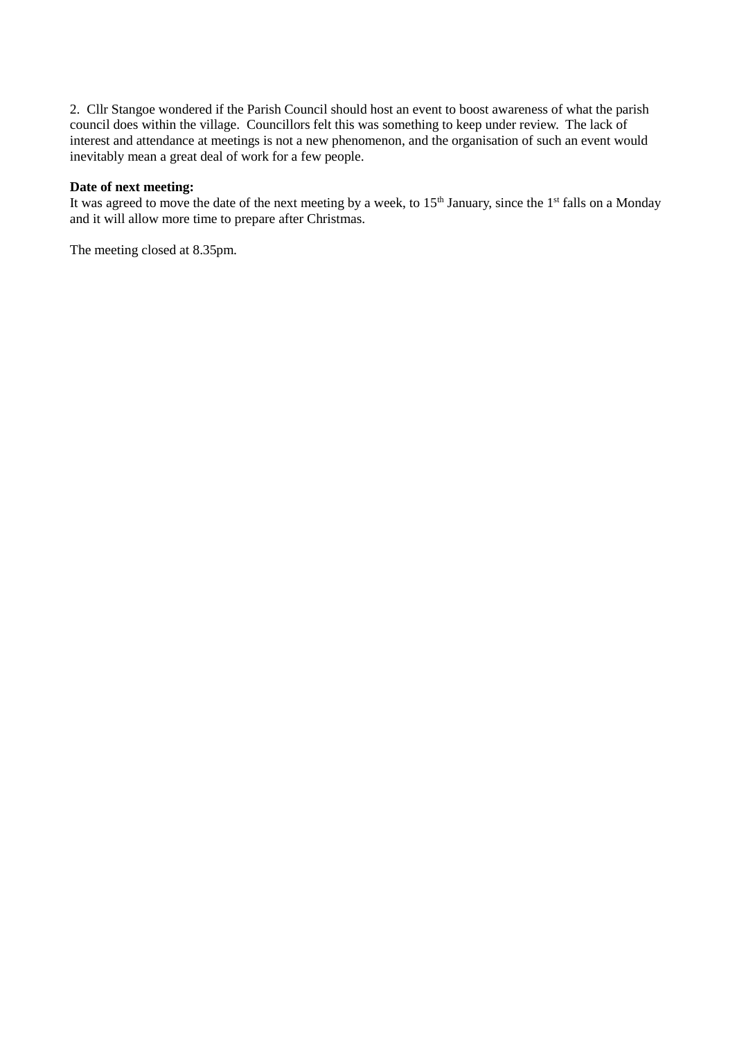2. Cllr Stangoe wondered if the Parish Council should host an event to boost awareness of what the parish council does within the village. Councillors felt this was something to keep under review. The lack of interest and attendance at meetings is not a new phenomenon, and the organisation of such an event would inevitably mean a great deal of work for a few people.

**Date of next meeting:**
It was agreed to move the date of the next meeting by a week, to 15th January, since the 1st falls on a Monday and it will allow more time to prepare after Christmas.

The meeting closed at 8.35pm.